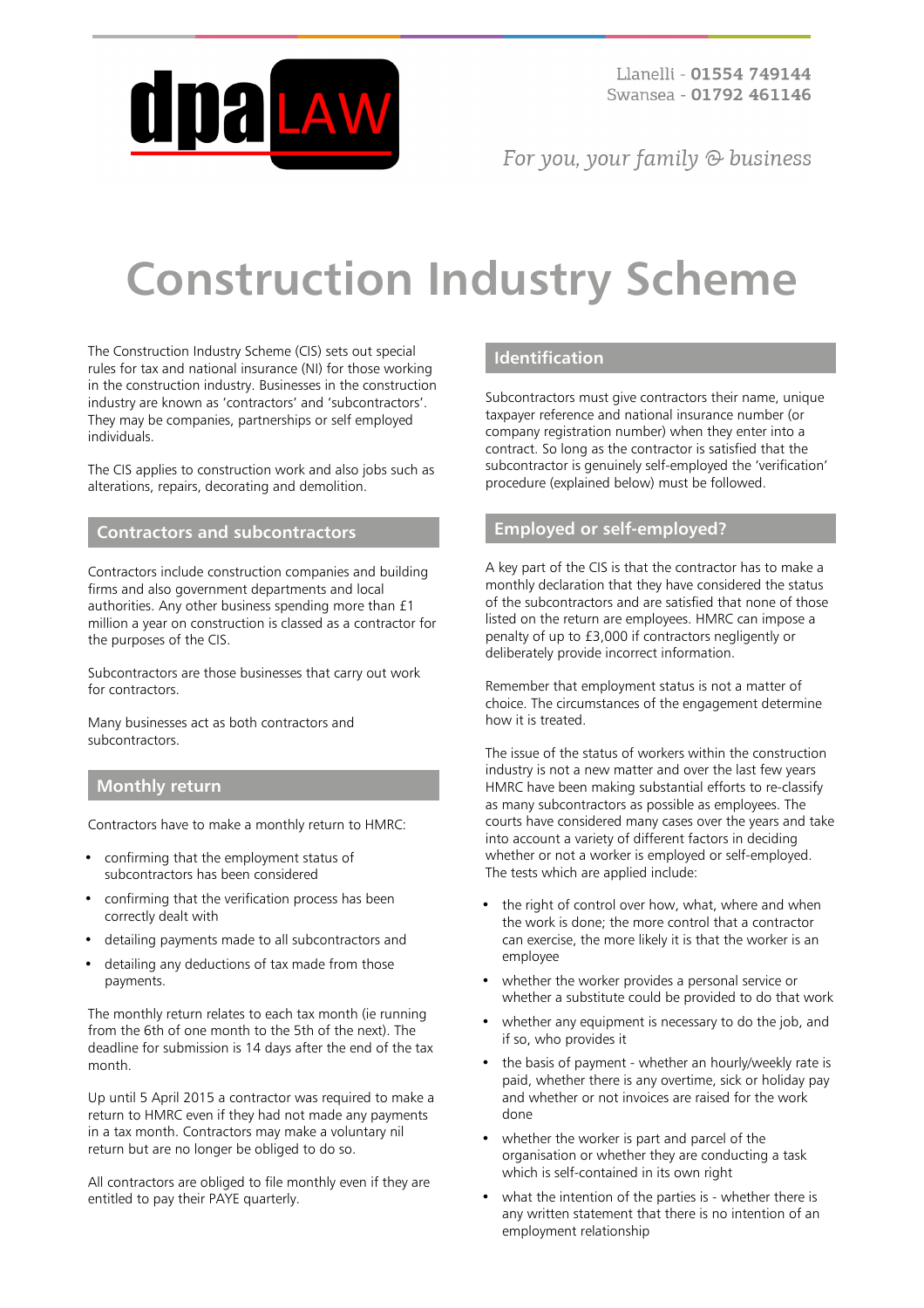# Construction Industry Scheme

The Construction Industry Scheme (CIS) sets out special rules for tax and national insurance (NI) for those working in the construction industry. Businesses in the construction industry are known as 'contractors' and 'subcontractors'. They may be companies, partnerships or self employed individuals.

The CIS applies to construction work and also jobs such as alterations, repairs, decorating and demolition.

## Contractors and subcontractors

Contractors include construction companies and building firms and also government departments and local authorities. Any other business spending more than £1 million a year on construction is classed as a contractor for the purposes of the CIS.

Subcontractors are those businesses that carry out work for contractors.

Many businesses act as both contractors and subcontractors.

## Monthly return

Contractors have to make a monthly return to HMRC:

- confirming that the employment status of subcontractors has been considered
- confirming that the verification process has been correctly dealt with
- detailing payments made to all subcontractors and
- detailing any deductions of tax made from those payments.

The monthly return relates to each tax month (ie running from the 6th of one month to the 5th of the next). The deadline for submission is 14 days after the end of the tax month.

Up until 5 April 2015 a contractor was required to make a return to HMRC even if they had not made any payments in a tax month. Contractors may make a voluntary nil return but are no longer be obliged to do so.

All contractors are obliged to file monthly even if they are entitled to pay their PAYE quarterly.

## Identification

Subcontractors must give contractors their name, unique taxpayer reference and national insurance number (or company registration number) when they enter into a contract. So long as the contractor is satisfied that the subcontractor is genuinely self-employed the 'verification' procedure (explained below) must be followed.

## Employed or self-employed?

A key part of the CIS is that the contractor has to make a monthly declaration that they have considered the status of the subcontractors and are satisfied that none of those listed on the return are employees. HMRC can impose a penalty of up to £3,000 if contractors negligently or deliberately provide incorrect information.

Remember that employment status is not a matter of choice. The circumstances of the engagement determine how it is treated.

The issue of the status of workers within the construction industry is not a new matter and over the last few years HMRC have been making substantial efforts to re-classify as many subcontractors as possible as employees. The courts have considered many cases over the years and take into account a variety of different factors in deciding whether or not a worker is employed or self-employed. The tests which are applied include:

- the right of control over how, what, where and when the work is done; the more control that a contractor can exercise, the more likely it is that the worker is an employee
- whether the worker provides a personal service or whether a substitute could be provided to do that work
- whether any equipment is necessary to do the job, and if so, who provides it
- the basis of payment - whether an hourly/weekly rate is paid, whether there is any overtime, sick or holiday pay and whether or not invoices are raised for the work done
- whether the worker is part and parcel of the organisation or whether they are conducting a task which is self-contained in its own right
- what the intention of the parties is - whether there is any written statement that there is no intention of an employment relationship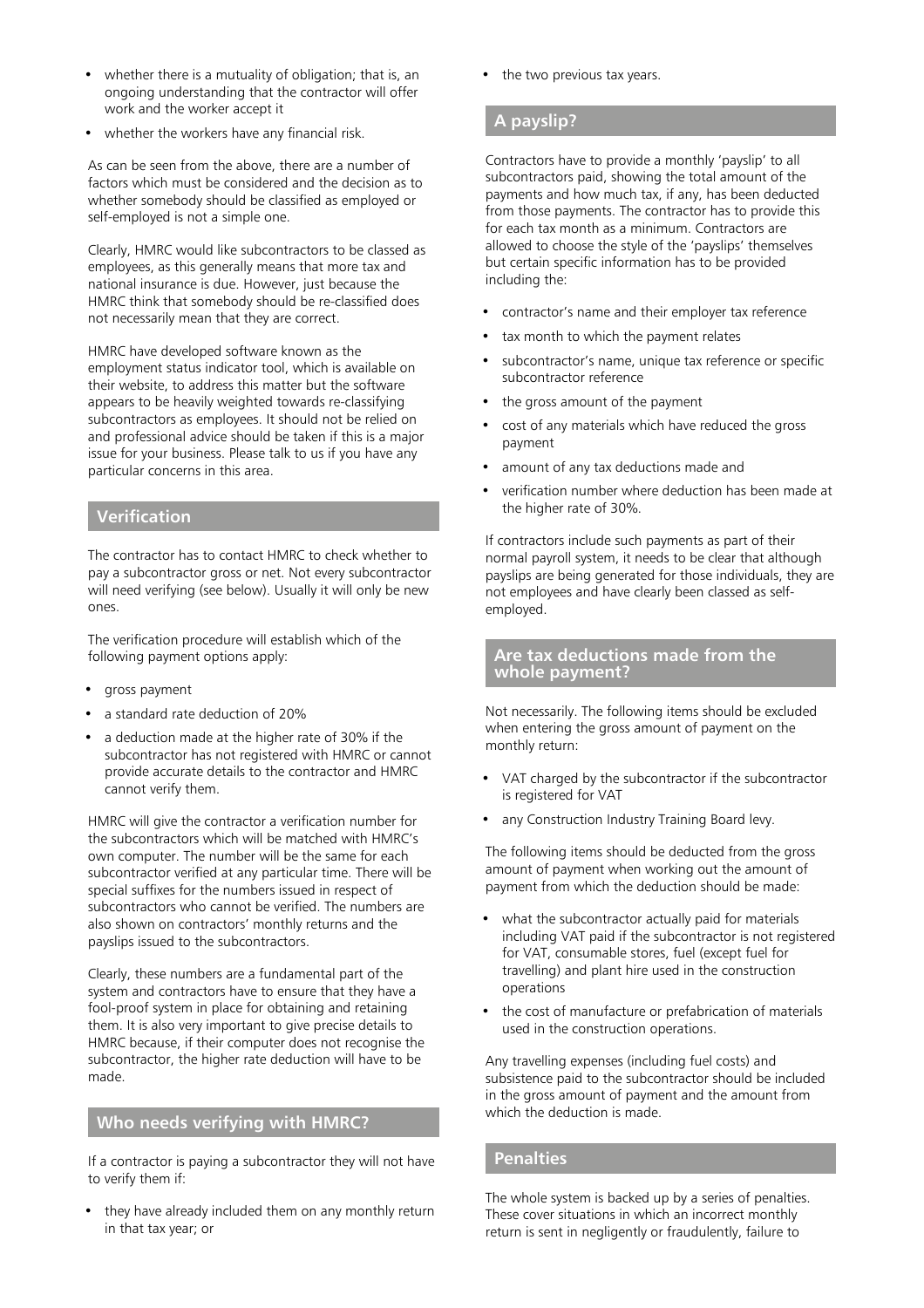- whether there is a mutuality of obligation; that is, an ongoing understanding that the contractor will offer work and the worker accept it
- whether the workers have any financial risk.

As can be seen from the above, there are a number of factors which must be considered and the decision as to whether somebody should be classified as employed or self-employed is not a simple one.

Clearly, HMRC would like subcontractors to be classed as employees, as this generally means that more tax and national insurance is due. However, just because the HMRC think that somebody should be re-classified does not necessarily mean that they are correct.

HMRC have developed software known as the employment status indicator tool, which is available on their website, to address this matter but the software appears to be heavily weighted towards re-classifying subcontractors as employees. It should not be relied on and professional advice should be taken if this is a major issue for your business. Please talk to us if you have any particular concerns in this area.

## Verification

The contractor has to contact HMRC to check whether to pay a subcontractor gross or net. Not every subcontractor will need verifying (see below). Usually it will only be new ones.

The verification procedure will establish which of the following payment options apply:

- gross payment
- a standard rate deduction of 20%
- a deduction made at the higher rate of 30% if the subcontractor has not registered with HMRC or cannot provide accurate details to the contractor and HMRC cannot verify them.

HMRC will give the contractor a verification number for the subcontractors which will be matched with HMRC's own computer. The number will be the same for each subcontractor verified at any particular time. There will be special suffixes for the numbers issued in respect of subcontractors who cannot be verified. The numbers are also shown on contractors' monthly returns and the payslips issued to the subcontractors.

Clearly, these numbers are a fundamental part of the system and contractors have to ensure that they have a fool-proof system in place for obtaining and retaining them. It is also very important to give precise details to HMRC because, if their computer does not recognise the subcontractor, the higher rate deduction will have to be made.

## Who needs verifying with HMRC?

If a contractor is paying a subcontractor they will not have to verify them if:

- they have already included them on any monthly return in that tax year; or
- the two previous tax years.

## A payslip?

Contractors have to provide a monthly 'payslip' to all subcontractors paid, showing the total amount of the payments and how much tax, if any, has been deducted from those payments. The contractor has to provide this for each tax month as a minimum. Contractors are allowed to choose the style of the 'payslips' themselves but certain specific information has to be provided including the:

- contractor's name and their employer tax reference
- tax month to which the payment relates
- subcontractor's name, unique tax reference or specific subcontractor reference
- the gross amount of the payment
- cost of any materials which have reduced the gross payment
- amount of any tax deductions made and
- verification number where deduction has been made at the higher rate of 30%.

If contractors include such payments as part of their normal payroll system, it needs to be clear that although payslips are being generated for those individuals, they are not employees and have clearly been classed as self-employed.

## Are tax deductions made from the whole payment?

Not necessarily. The following items should be excluded when entering the gross amount of payment on the monthly return:

- VAT charged by the subcontractor if the subcontractor is registered for VAT
- any Construction Industry Training Board levy.

The following items should be deducted from the gross amount of payment when working out the amount of payment from which the deduction should be made:

- what the subcontractor actually paid for materials including VAT paid if the subcontractor is not registered for VAT, consumable stores, fuel (except fuel for travelling) and plant hire used in the construction operations
- the cost of manufacture or prefabrication of materials used in the construction operations.

Any travelling expenses (including fuel costs) and subsistence paid to the subcontractor should be included in the gross amount of payment and the amount from which the deduction is made.

## Penalties

The whole system is backed up by a series of penalties. These cover situations in which an incorrect monthly return is sent in negligently or fraudulently, failure to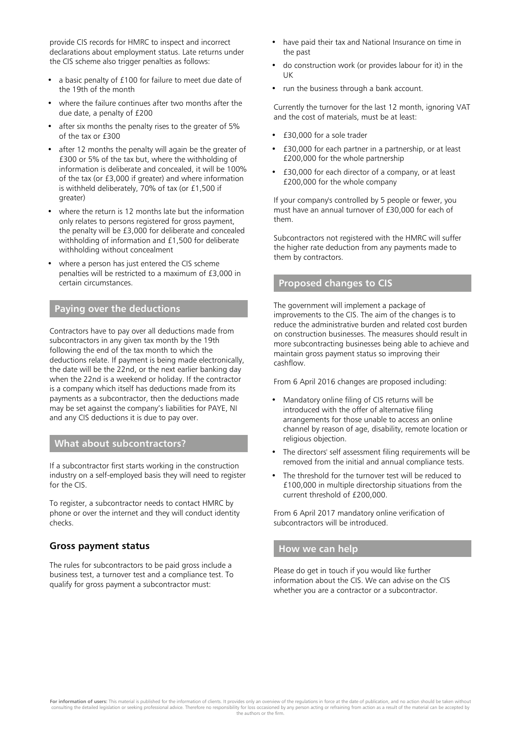provide CIS records for HMRC to inspect and incorrect declarations about employment status. Late returns under the CIS scheme also trigger penalties as follows:

- a basic penalty of £100 for failure to meet due date of the 19th of the month
- where the failure continues after two months after the due date, a penalty of £200
- after six months the penalty rises to the greater of 5% of the tax or £300
- after 12 months the penalty will again be the greater of £300 or 5% of the tax but, where the withholding of information is deliberate and concealed, it will be 100% of the tax (or £3,000 if greater) and where information is withheld deliberately, 70% of tax (or £1,500 if greater)
- where the return is 12 months late but the information only relates to persons registered for gross payment, the penalty will be £3,000 for deliberate and concealed withholding of information and £1,500 for deliberate withholding without concealment
- where a person has just entered the CIS scheme penalties will be restricted to a maximum of £3,000 in certain circumstances.

## Paying over the deductions

Contractors have to pay over all deductions made from subcontractors in any given tax month by the 19th following the end of the tax month to which the deductions relate. If payment is being made electronically, the date will be the 22nd, or the next earlier banking day when the 22nd is a weekend or holiday. If the contractor is a company which itself has deductions made from its payments as a subcontractor, then the deductions made may be set against the company's liabilities for PAYE, NI and any CIS deductions it is due to pay over.

## What about subcontractors?

If a subcontractor first starts working in the construction industry on a self-employed basis they will need to register for the CIS.

To register, a subcontractor needs to contact HMRC by phone or over the internet and they will conduct identity checks.

### Gross payment status

The rules for subcontractors to be paid gross include a business test, a turnover test and a compliance test. To qualify for gross payment a subcontractor must:

- have paid their tax and National Insurance on time in the past
- do construction work (or provides labour for it) in the UK
- run the business through a bank account.

Currently the turnover for the last 12 month, ignoring VAT and the cost of materials, must be at least:

- £30,000 for a sole trader
- £30,000 for each partner in a partnership, or at least £200,000 for the whole partnership
- £30,000 for each director of a company, or at least £200,000 for the whole company

If your company's controlled by 5 people or fewer, you must have an annual turnover of £30,000 for each of them.

Subcontractors not registered with the HMRC will suffer the higher rate deduction from any payments made to them by contractors.

## Proposed changes to CIS

The government will implement a package of improvements to the CIS. The aim of the changes is to reduce the administrative burden and related cost burden on construction businesses. The measures should result in more subcontracting businesses being able to achieve and maintain gross payment status so improving their cashflow.

From 6 April 2016 changes are proposed including:

- Mandatory online filing of CIS returns will be introduced with the offer of alternative filing arrangements for those unable to access an online channel by reason of age, disability, remote location or religious objection.
- The directors' self assessment filing requirements will be removed from the initial and annual compliance tests.
- The threshold for the turnover test will be reduced to £100,000 in multiple directorship situations from the current threshold of £200,000.

From 6 April 2017 mandatory online verification of subcontractors will be introduced.

## How we can help

Please do get in touch if you would like further information about the CIS. We can advise on the CIS whether you are a contractor or a subcontractor.

**For information of users:** This material is published for the information of clients. It provides only an overview of the regulations in force at the date of publication, and no action should be taken without consulting the detailed legislation or seeking professional advice. Therefore no responsibility for loss occasioned by any person acting or refraining from action as a result of the material can be accepted by the authors or the firm.